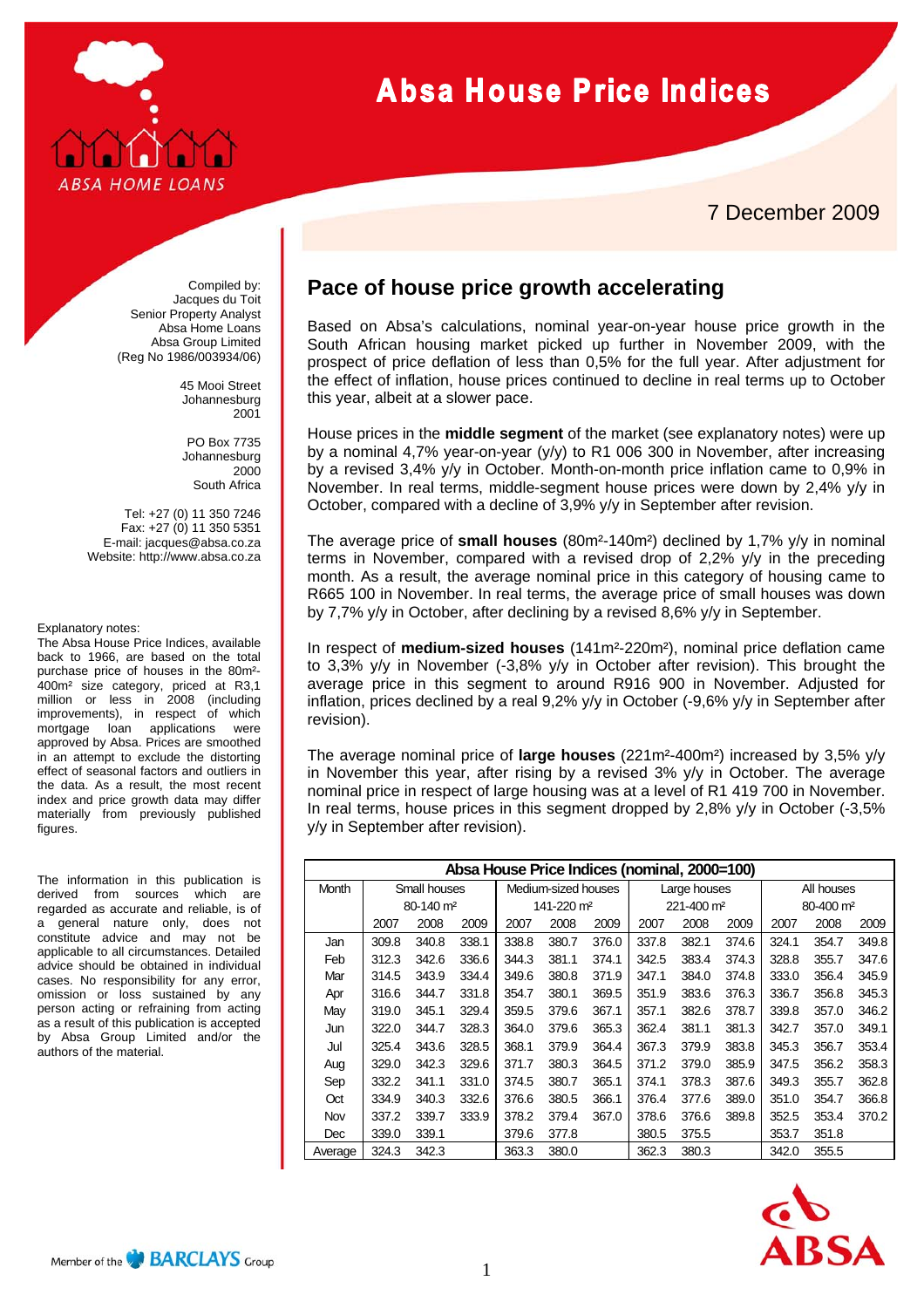# Absa House Price Indices

7 December 2009

Compiled by:
Jacques du Toit
Senior Property Analyst
Absa Home Loans
Absa Group Limited
(Reg No 1986/003934/06)

45 Mooi Street
Johannesburg
2001

PO Box 7735
Johannesburg
2000
South Africa

Tel: +27 (0) 11 350 7246
Fax: +27 (0) 11 350 5351
E-mail: jacques@absa.co.za
Website: http://www.absa.co.za

Explanatory notes:
The Absa House Price Indices, available back to 1966, are based on the total purchase price of houses in the 80m²-400m² size category, priced at R3,1 million or less in 2008 (including improvements), in respect of which mortgage loan applications were approved by Absa. Prices are smoothed in an attempt to exclude the distorting effect of seasonal factors and outliers in the data. As a result, the most recent index and price growth data may differ materially from previously published figures.

The information in this publication is derived from sources which are regarded as accurate and reliable, is of a general nature only, does not constitute advice and may not be applicable to all circumstances. Detailed advice should be obtained in individual cases. No responsibility for any error, omission or loss sustained by any person acting or refraining from acting as a result of this publication is accepted by Absa Group Limited and/or the authors of the material.

## Pace of house price growth accelerating

Based on Absa's calculations, nominal year-on-year house price growth in the South African housing market picked up further in November 2009, with the prospect of price deflation of less than 0,5% for the full year. After adjustment for the effect of inflation, house prices continued to decline in real terms up to October this year, albeit at a slower pace.

House prices in the **middle segment** of the market (see explanatory notes) were up by a nominal 4,7% year-on-year (y/y) to R1 006 300 in November, after increasing by a revised 3,4% y/y in October. Month-on-month price inflation came to 0,9% in November. In real terms, middle-segment house prices were down by 2,4% y/y in October, compared with a decline of 3,9% y/y in September after revision.

The average price of **small houses** (80m²-140m²) declined by 1,7% y/y in nominal terms in November, compared with a revised drop of 2,2% y/y in the preceding month. As a result, the average nominal price in this category of housing came to R665 100 in November. In real terms, the average price of small houses was down by 7,7% y/y in October, after declining by a revised 8,6% y/y in September.

In respect of **medium-sized houses** (141m²-220m²), nominal price deflation came to 3,3% y/y in November (-3,8% y/y in October after revision). This brought the average price in this segment to around R916 900 in November. Adjusted for inflation, prices declined by a real 9,2% y/y in October (-9,6% y/y in September after revision).

The average nominal price of **large houses** (221m²-400m²) increased by 3,5% y/y in November this year, after rising by a revised 3% y/y in October. The average nominal price in respect of large housing was at a level of R1 419 700 in November. In real terms, house prices in this segment dropped by 2,8% y/y in October (-3,5% y/y in September after revision).

**Absa House Price Indices (nominal, 2000=100)**

| Month | Small houses 80-140 m² | | | Medium-sized houses 141-220 m² | | | Large houses 221-400 m² | | | All houses 80-400 m² | | |
|---|---|---|---|---|---|---|---|---|---|---|---|---|
| | 2007 | 2008 | 2009 | 2007 | 2008 | 2009 | 2007 | 2008 | 2009 | 2007 | 2008 | 2009 |
| Jan | 309.8 | 340.8 | 338.1 | 338.8 | 380.7 | 376.0 | 337.8 | 382.1 | 374.6 | 324.1 | 354.7 | 349.8 |
| Feb | 312.3 | 342.6 | 336.6 | 344.3 | 381.1 | 374.1 | 342.5 | 383.4 | 374.3 | 328.8 | 355.7 | 347.6 |
| Mar | 314.5 | 343.9 | 334.4 | 349.6 | 380.8 | 371.9 | 347.1 | 384.0 | 374.8 | 333.0 | 356.4 | 345.9 |
| Apr | 316.6 | 344.7 | 331.8 | 354.7 | 380.1 | 369.5 | 351.9 | 383.6 | 376.3 | 336.7 | 356.8 | 345.3 |
| May | 319.0 | 345.1 | 329.4 | 359.5 | 379.6 | 367.1 | 357.1 | 382.6 | 378.7 | 339.8 | 357.0 | 346.2 |
| Jun | 322.0 | 344.7 | 328.3 | 364.0 | 379.6 | 365.3 | 362.4 | 381.1 | 381.3 | 342.7 | 357.0 | 349.1 |
| Jul | 325.4 | 343.6 | 328.5 | 368.1 | 379.9 | 364.4 | 367.3 | 379.9 | 383.8 | 345.3 | 356.7 | 353.4 |
| Aug | 329.0 | 342.3 | 329.6 | 371.7 | 380.3 | 364.5 | 371.2 | 379.0 | 385.9 | 347.5 | 356.2 | 358.3 |
| Sep | 332.2 | 341.1 | 331.0 | 374.5 | 380.7 | 365.1 | 374.1 | 378.3 | 387.6 | 349.3 | 355.7 | 362.8 |
| Oct | 334.9 | 340.3 | 332.6 | 376.6 | 380.5 | 366.1 | 376.4 | 377.6 | 389.0 | 351.0 | 354.7 | 366.8 |
| Nov | 337.2 | 339.7 | 333.9 | 378.2 | 379.4 | 367.0 | 378.6 | 376.6 | 389.8 | 352.5 | 353.4 | 370.2 |
| Dec | 339.0 | 339.1 | | 379.6 | 377.8 | | 380.5 | 375.5 | | 353.7 | 351.8 | |
| Average | 324.3 | 342.3 | | 363.3 | 380.0 | | 362.3 | 380.3 | | 342.0 | 355.5 | |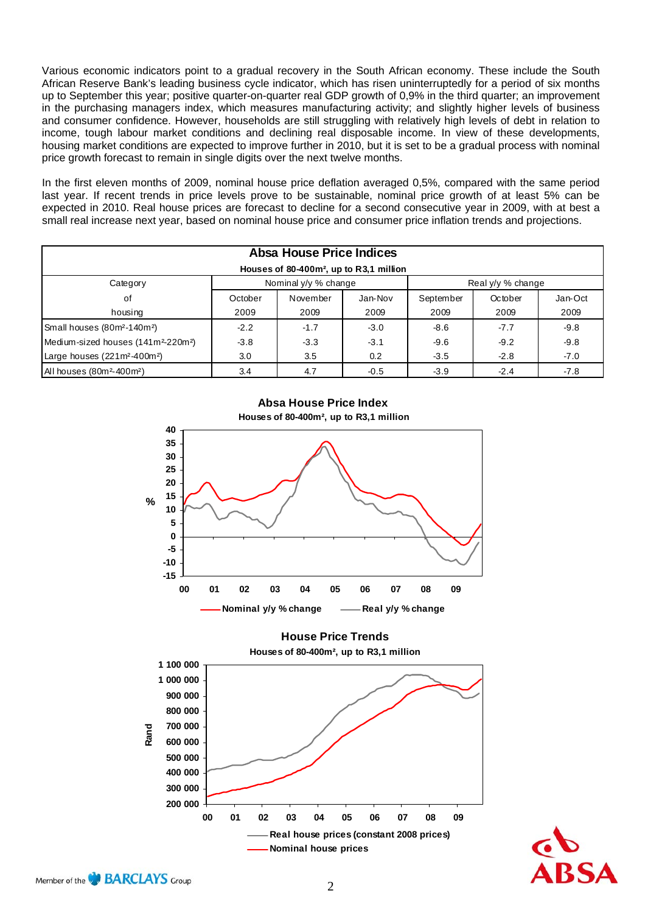Various economic indicators point to a gradual recovery in the South African economy. These include the South African Reserve Bank's leading business cycle indicator, which has risen uninterruptedly for a period of six months up to September this year; positive quarter-on-quarter real GDP growth of 0,9% in the third quarter; an improvement in the purchasing managers index, which measures manufacturing activity; and slightly higher levels of business and consumer confidence. However, households are still struggling with relatively high levels of debt in relation to income, tough labour market conditions and declining real disposable income. In view of these developments, housing market conditions are expected to improve further in 2010, but it is set to be a gradual process with nominal price growth forecast to remain in single digits over the next twelve months.

In the first eleven months of 2009, nominal house price deflation averaged 0,5%, compared with the same period last year. If recent trends in price levels prove to be sustainable, nominal price growth of at least 5% can be expected in 2010. Real house prices are forecast to decline for a second consecutive year in 2009, with at best a small real increase next year, based on nominal house price and consumer price inflation trends and projections.

**Absa House Price Indices**

**Houses of 80-400m², up to R3,1 million**

| Category of housing | Nominal y/y % change | | | Real y/y % change | | |
|---|---|---|---|---|---|---|
| | October 2009 | November 2009 | Jan-Nov 2009 | September 2009 | October 2009 | Jan-Oct 2009 |
| Small houses (80m²-140m²) | -2.2 | -1.7 | -3.0 | -8.6 | -7.7 | -9.8 |
| Medium-sized houses (141m²-220m²) | -3.8 | -3.3 | -3.1 | -9.6 | -9.2 | -9.8 |
| Large houses (221m²-400m²) | 3.0 | 3.5 | 0.2 | -3.5 | -2.8 | -7.0 |
| All houses (80m²-400m²) | 3.4 | 4.7 | -0.5 | -3.9 | -2.4 | -7.8 |

**Absa House Price Index**

**Houses of 80-400m², up to R3,1 million**

%

40
35
30
25
20
15
10
5
0
-5
-10
-15

00 01 02 03 04 05 06 07 08 09

Nominal y/y % change
Real y/y % change

**House Price Trends**

**Houses of 80-400m², up to R3,1 million**

Rand

1 100 000
1 000 000
900 000
800 000
700 000
600 000
500 000
400 000
300 000
200 000

00 01 02 03 04 05 06 07 08 09

Real house prices (constant 2008 prices)
Nominal house prices